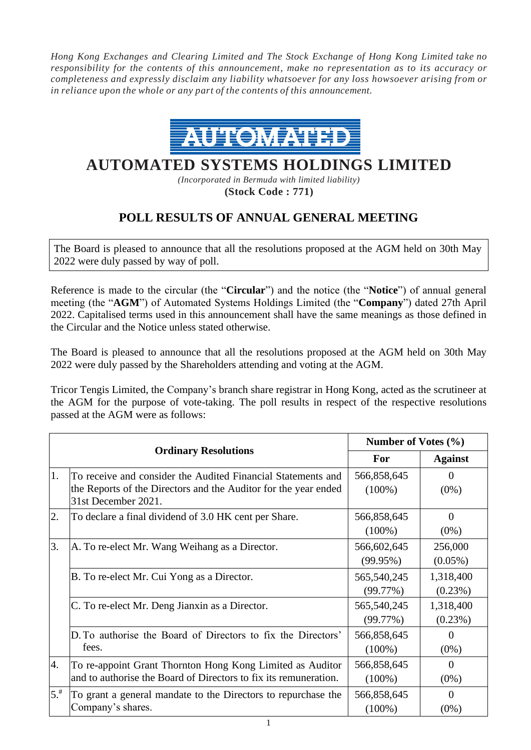*Hong Kong Exchanges and Clearing Limited and The Stock Exchange of Hong Kong Limited take no responsibility for the contents of this announcement, make no representation as to its accuracy or completeness and expressly disclaim any liability whatsoever for any loss howsoever arising from or in reliance upon the whole or any part of the contents of this announcement.*

AUTOMATED

# AUTOMATED SYSTEMS HOLDINGS LIMITED

*(Incorporated in Bermuda with limited liability)*

**(Stock Code : 771)**

## POLL RESULTS OF ANNUAL GENERAL MEETING

The Board is pleased to announce that all the resolutions proposed at the AGM held on 30th May 2022 were duly passed by way of poll.

Reference is made to the circular (the "**Circular**") and the notice (the "**Notice**") of annual general meeting (the "**AGM**") of Automated Systems Holdings Limited (the "**Company**") dated 27th April 2022. Capitalised terms used in this announcement shall have the same meanings as those defined in the Circular and the Notice unless stated otherwise.

The Board is pleased to announce that all the resolutions proposed at the AGM held on 30th May 2022 were duly passed by the Shareholders attending and voting at the AGM.

Tricor Tengis Limited, the Company's branch share registrar in Hong Kong, acted as the scrutineer at the AGM for the purpose of vote-taking. The poll results in respect of the respective resolutions passed at the AGM were as follows:

| | **Ordinary Resolutions** | **Number of Votes (%)** | |
|---|---|---|---|
| | | **For** | **Against** |
| 1. | To receive and consider the Audited Financial Statements and the Reports of the Directors and the Auditor for the year ended 31st December 2021. | 566,858,645 (100%) | 0 (0%) |
| 2. | To declare a final dividend of 3.0 HK cent per Share. | 566,858,645 (100%) | 0 (0%) |
| 3. | A. To re-elect Mr. Wang Weihang as a Director. | 566,602,645 (99.95%) | 256,000 (0.05%) |
| | B. To re-elect Mr. Cui Yong as a Director. | 565,540,245 (99.77%) | 1,318,400 (0.23%) |
| | C. To re-elect Mr. Deng Jianxin as a Director. | 565,540,245 (99.77%) | 1,318,400 (0.23%) |
| | D. To authorise the Board of Directors to fix the Directors' fees. | 566,858,645 (100%) | 0 (0%) |
| 4. | To re-appoint Grant Thornton Hong Kong Limited as Auditor and to authorise the Board of Directors to fix its remuneration. | 566,858,645 (100%) | 0 (0%) |
| 5.# | To grant a general mandate to the Directors to repurchase the Company's shares. | 566,858,645 (100%) | 0 (0%) |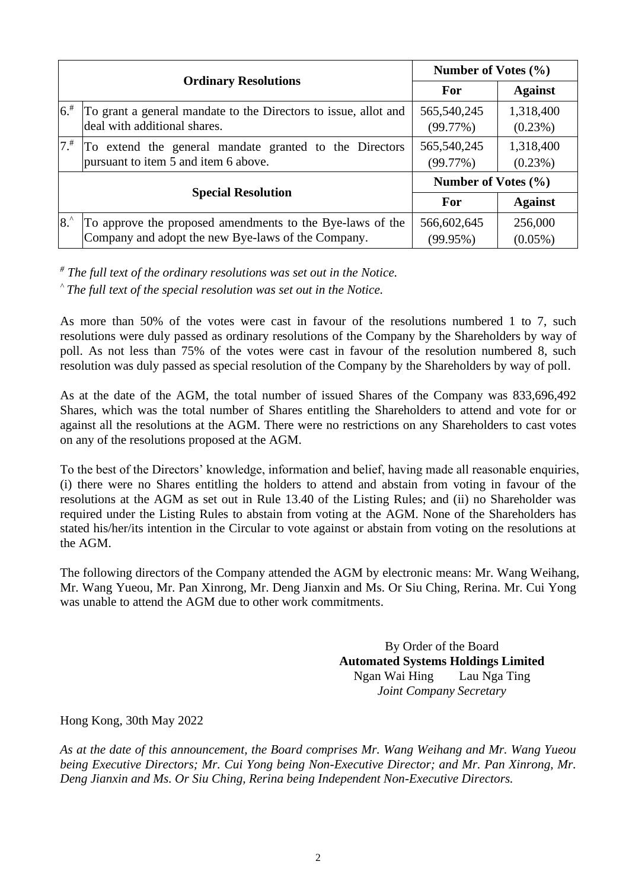| Ordinary Resolutions | | Number of Votes (%) | |
|---|---|---|---|
| | | For | Against |
| 6.# | To grant a general mandate to the Directors to issue, allot and deal with additional shares. | 565,540,245 (99.77%) | 1,318,400 (0.23%) |
| 7.# | To extend the general mandate granted to the Directors pursuant to item 5 and item 6 above. | 565,540,245 (99.77%) | 1,318,400 (0.23%) |
| **Special Resolution** | | **Number of Votes (%)** | |
| | | **For** | **Against** |
| 8.^ | To approve the proposed amendments to the Bye-laws of the Company and adopt the new Bye-laws of the Company. | 566,602,645 (99.95%) | 256,000 (0.05%) |

# *The full text of the ordinary resolutions was set out in the Notice.*

^ *The full text of the special resolution was set out in the Notice.*

As more than 50% of the votes were cast in favour of the resolutions numbered 1 to 7, such resolutions were duly passed as ordinary resolutions of the Company by the Shareholders by way of poll. As not less than 75% of the votes were cast in favour of the resolution numbered 8, such resolution was duly passed as special resolution of the Company by the Shareholders by way of poll.

As at the date of the AGM, the total number of issued Shares of the Company was 833,696,492 Shares, which was the total number of Shares entitling the Shareholders to attend and vote for or against all the resolutions at the AGM. There were no restrictions on any Shareholders to cast votes on any of the resolutions proposed at the AGM.

To the best of the Directors' knowledge, information and belief, having made all reasonable enquiries, (i) there were no Shares entitling the holders to attend and abstain from voting in favour of the resolutions at the AGM as set out in Rule 13.40 of the Listing Rules; and (ii) no Shareholder was required under the Listing Rules to abstain from voting at the AGM. None of the Shareholders has stated his/her/its intention in the Circular to vote against or abstain from voting on the resolutions at the AGM.

The following directors of the Company attended the AGM by electronic means: Mr. Wang Weihang, Mr. Wang Yueou, Mr. Pan Xinrong, Mr. Deng Jianxin and Ms. Or Siu Ching, Rerina. Mr. Cui Yong was unable to attend the AGM due to other work commitments.

By Order of the Board
**Automated Systems Holdings Limited**
Ngan Wai Hing Lau Nga Ting
*Joint Company Secretary*

Hong Kong, 30th May 2022

*As at the date of this announcement, the Board comprises Mr. Wang Weihang and Mr. Wang Yueou being Executive Directors; Mr. Cui Yong being Non-Executive Director; and Mr. Pan Xinrong, Mr. Deng Jianxin and Ms. Or Siu Ching, Rerina being Independent Non-Executive Directors.*